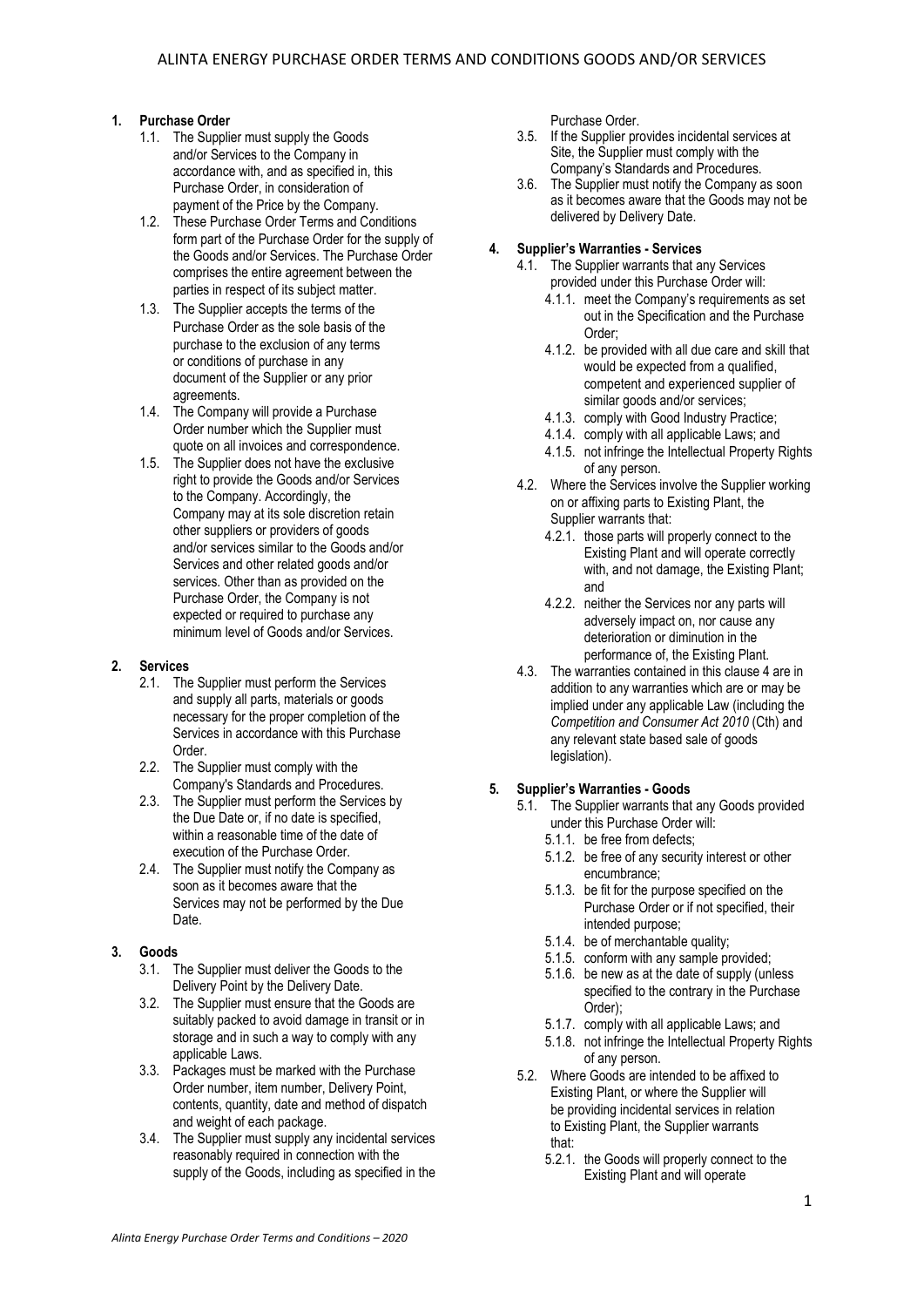# ALINTA ENERGY PURCHASE ORDER TERMS AND CONDITIONS GOODS AND/OR SERVICES

**1. Purchase Order**

1.1. The Supplier must supply the Goods and/or Services to the Company in accordance with, and as specified in, this Purchase Order, in consideration of payment of the Price by the Company.

1.2. These Purchase Order Terms and Conditions form part of the Purchase Order for the supply of the Goods and/or Services. The Purchase Order comprises the entire agreement between the parties in respect of its subject matter.

1.3. The Supplier accepts the terms of the Purchase Order as the sole basis of the purchase to the exclusion of any terms or conditions of purchase in any document of the Supplier or any prior agreements.

1.4. The Company will provide a Purchase Order number which the Supplier must quote on all invoices and correspondence.

1.5. The Supplier does not have the exclusive right to provide the Goods and/or Services to the Company. Accordingly, the Company may at its sole discretion retain other suppliers or providers of goods and/or services similar to the Goods and/or Services and other related goods and/or services. Other than as provided on the Purchase Order, the Company is not expected or required to purchase any minimum level of Goods and/or Services.

**2. Services**

2.1. The Supplier must perform the Services and supply all parts, materials or goods necessary for the proper completion of the Services in accordance with this Purchase Order.

2.2. The Supplier must comply with the Company's Standards and Procedures.

2.3. The Supplier must perform the Services by the Due Date or, if no date is specified, within a reasonable time of the date of execution of the Purchase Order.

2.4. The Supplier must notify the Company as soon as it becomes aware that the Services may not be performed by the Due Date.

**3. Goods**

3.1. The Supplier must deliver the Goods to the Delivery Point by the Delivery Date.

3.2. The Supplier must ensure that the Goods are suitably packed to avoid damage in transit or in storage and in such a way to comply with any applicable Laws.

3.3. Packages must be marked with the Purchase Order number, item number, Delivery Point, contents, quantity, date and method of dispatch and weight of each package.

3.4. The Supplier must supply any incidental services reasonably required in connection with the supply of the Goods, including as specified in the Purchase Order.

3.5. If the Supplier provides incidental services at Site, the Supplier must comply with the Company's Standards and Procedures.

3.6. The Supplier must notify the Company as soon as it becomes aware that the Goods may not be delivered by Delivery Date.

**4. Supplier's Warranties - Services**

4.1. The Supplier warrants that any Services provided under this Purchase Order will:

4.1.1. meet the Company's requirements as set out in the Specification and the Purchase Order;

4.1.2. be provided with all due care and skill that would be expected from a qualified, competent and experienced supplier of similar goods and/or services;

4.1.3. comply with Good Industry Practice;

4.1.4. comply with all applicable Laws; and

4.1.5. not infringe the Intellectual Property Rights of any person.

4.2. Where the Services involve the Supplier working on or affixing parts to Existing Plant, the Supplier warrants that:

4.2.1. those parts will properly connect to the Existing Plant and will operate correctly with, and not damage, the Existing Plant; and

4.2.2. neither the Services nor any parts will adversely impact on, nor cause any deterioration or diminution in the performance of, the Existing Plant.

4.3. The warranties contained in this clause 4 are in addition to any warranties which are or may be implied under any applicable Law (including the *Competition and Consumer Act 2010* (Cth) and any relevant state based sale of goods legislation).

**5. Supplier's Warranties - Goods**

5.1. The Supplier warrants that any Goods provided under this Purchase Order will:

5.1.1. be free from defects;

5.1.2. be free of any security interest or other encumbrance;

5.1.3. be fit for the purpose specified on the Purchase Order or if not specified, their intended purpose;

5.1.4. be of merchantable quality;

5.1.5. conform with any sample provided;

5.1.6. be new as at the date of supply (unless specified to the contrary in the Purchase Order);

5.1.7. comply with all applicable Laws; and

5.1.8. not infringe the Intellectual Property Rights of any person.

5.2. Where Goods are intended to be affixed to Existing Plant, or where the Supplier will be providing incidental services in relation to Existing Plant, the Supplier warrants that:

5.2.1. the Goods will properly connect to the Existing Plant and will operate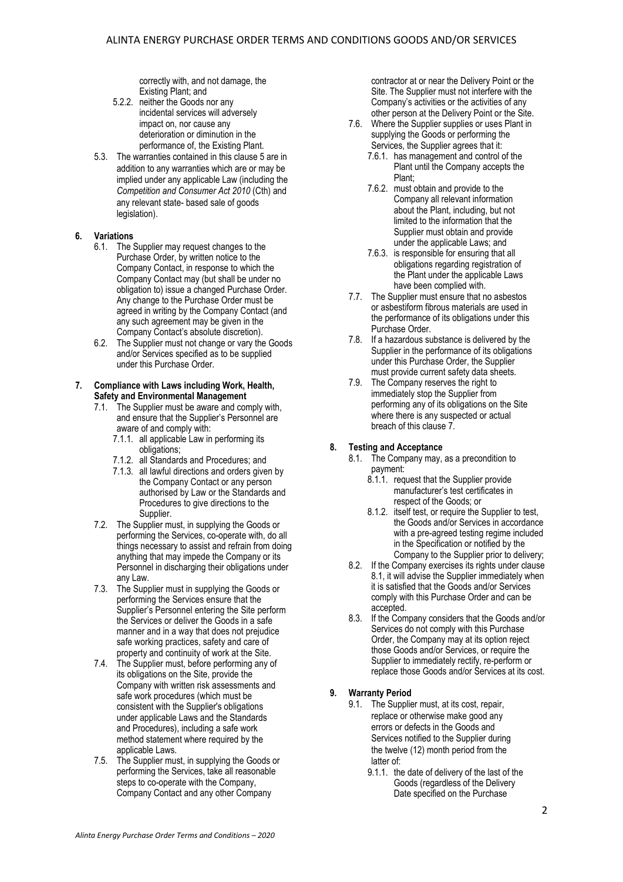correctly with, and not damage, the Existing Plant; and

5.2.2. neither the Goods nor any incidental services will adversely impact on, nor cause any deterioration or diminution in the performance of, the Existing Plant.

5.3. The warranties contained in this clause 5 are in addition to any warranties which are or may be implied under any applicable Law (including the *Competition and Consumer Act 2010* (Cth) and any relevant state- based sale of goods legislation).

**6. Variations**

6.1. The Supplier may request changes to the Purchase Order, by written notice to the Company Contact, in response to which the Company Contact may (but shall be under no obligation to) issue a changed Purchase Order. Any change to the Purchase Order must be agreed in writing by the Company Contact (and any such agreement may be given in the Company Contact's absolute discretion).

6.2. The Supplier must not change or vary the Goods and/or Services specified as to be supplied under this Purchase Order.

**7. Compliance with Laws including Work, Health, Safety and Environmental Management**

7.1. The Supplier must be aware and comply with, and ensure that the Supplier's Personnel are aware of and comply with:

7.1.1. all applicable Law in performing its obligations;

7.1.2. all Standards and Procedures; and

7.1.3. all lawful directions and orders given by the Company Contact or any person authorised by Law or the Standards and Procedures to give directions to the Supplier.

7.2. The Supplier must, in supplying the Goods or performing the Services, co-operate with, do all things necessary to assist and refrain from doing anything that may impede the Company or its Personnel in discharging their obligations under any Law.

7.3. The Supplier must in supplying the Goods or performing the Services ensure that the Supplier's Personnel entering the Site perform the Services or deliver the Goods in a safe manner and in a way that does not prejudice safe working practices, safety and care of property and continuity of work at the Site.

7.4. The Supplier must, before performing any of its obligations on the Site, provide the Company with written risk assessments and safe work procedures (which must be consistent with the Supplier's obligations under applicable Laws and the Standards and Procedures), including a safe work method statement where required by the applicable Laws.

7.5. The Supplier must, in supplying the Goods or performing the Services, take all reasonable steps to co-operate with the Company, Company Contact and any other Company contractor at or near the Delivery Point or the Site. The Supplier must not interfere with the Company's activities or the activities of any other person at the Delivery Point or the Site.

7.6. Where the Supplier supplies or uses Plant in supplying the Goods or performing the Services, the Supplier agrees that it:

7.6.1. has management and control of the Plant until the Company accepts the Plant;

7.6.2. must obtain and provide to the Company all relevant information about the Plant, including, but not limited to the information that the Supplier must obtain and provide under the applicable Laws; and

7.6.3. is responsible for ensuring that all obligations regarding registration of the Plant under the applicable Laws have been complied with.

7.7. The Supplier must ensure that no asbestos or asbestiform fibrous materials are used in the performance of its obligations under this Purchase Order.

7.8. If a hazardous substance is delivered by the Supplier in the performance of its obligations under this Purchase Order, the Supplier must provide current safety data sheets.

7.9. The Company reserves the right to immediately stop the Supplier from performing any of its obligations on the Site where there is any suspected or actual breach of this clause 7.

**8. Testing and Acceptance**

8.1. The Company may, as a precondition to payment:

8.1.1. request that the Supplier provide manufacturer's test certificates in respect of the Goods; or

8.1.2. itself test, or require the Supplier to test, the Goods and/or Services in accordance with a pre-agreed testing regime included in the Specification or notified by the Company to the Supplier prior to delivery;

8.2. If the Company exercises its rights under clause 8.1, it will advise the Supplier immediately when it is satisfied that the Goods and/or Services comply with this Purchase Order and can be accepted.

8.3. If the Company considers that the Goods and/or Services do not comply with this Purchase Order, the Company may at its option reject those Goods and/or Services, or require the Supplier to immediately rectify, re-perform or replace those Goods and/or Services at its cost.

**9. Warranty Period**

9.1. The Supplier must, at its cost, repair, replace or otherwise make good any errors or defects in the Goods and Services notified to the Supplier during the twelve (12) month period from the latter of:

9.1.1. the date of delivery of the last of the Goods (regardless of the Delivery Date specified on the Purchase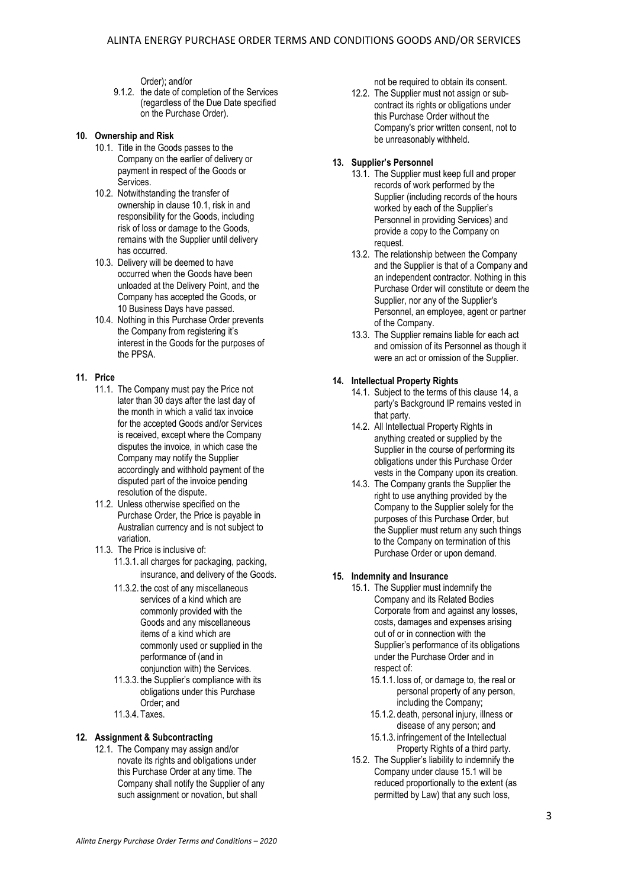Order); and/or

9.1.2. the date of completion of the Services (regardless of the Due Date specified on the Purchase Order).

**10. Ownership and Risk**

10.1. Title in the Goods passes to the Company on the earlier of delivery or payment in respect of the Goods or Services.

10.2. Notwithstanding the transfer of ownership in clause 10.1, risk in and responsibility for the Goods, including risk of loss or damage to the Goods, remains with the Supplier until delivery has occurred.

10.3. Delivery will be deemed to have occurred when the Goods have been unloaded at the Delivery Point, and the Company has accepted the Goods, or 10 Business Days have passed.

10.4. Nothing in this Purchase Order prevents the Company from registering it's interest in the Goods for the purposes of the PPSA.

**11. Price**

11.1. The Company must pay the Price not later than 30 days after the last day of the month in which a valid tax invoice for the accepted Goods and/or Services is received, except where the Company disputes the invoice, in which case the Company may notify the Supplier accordingly and withhold payment of the disputed part of the invoice pending resolution of the dispute.

11.2. Unless otherwise specified on the Purchase Order, the Price is payable in Australian currency and is not subject to variation.

11.3. The Price is inclusive of:

11.3.1. all charges for packaging, packing, insurance, and delivery of the Goods.

11.3.2. the cost of any miscellaneous services of a kind which are commonly provided with the Goods and any miscellaneous items of a kind which are commonly used or supplied in the performance of (and in conjunction with) the Services.

11.3.3. the Supplier's compliance with its obligations under this Purchase Order; and

11.3.4. Taxes.

**12. Assignment & Subcontracting**

12.1. The Company may assign and/or novate its rights and obligations under this Purchase Order at any time. The Company shall notify the Supplier of any such assignment or novation, but shall not be required to obtain its consent.

12.2. The Supplier must not assign or sub-contract its rights or obligations under this Purchase Order without the Company's prior written consent, not to be unreasonably withheld.

**13. Supplier's Personnel**

13.1. The Supplier must keep full and proper records of work performed by the Supplier (including records of the hours worked by each of the Supplier's Personnel in providing Services) and provide a copy to the Company on request.

13.2. The relationship between the Company and the Supplier is that of a Company and an independent contractor. Nothing in this Purchase Order will constitute or deem the Supplier, nor any of the Supplier's Personnel, an employee, agent or partner of the Company.

13.3. The Supplier remains liable for each act and omission of its Personnel as though it were an act or omission of the Supplier.

**14. Intellectual Property Rights**

14.1. Subject to the terms of this clause 14, a party's Background IP remains vested in that party.

14.2. All Intellectual Property Rights in anything created or supplied by the Supplier in the course of performing its obligations under this Purchase Order vests in the Company upon its creation.

14.3. The Company grants the Supplier the right to use anything provided by the Company to the Supplier solely for the purposes of this Purchase Order, but the Supplier must return any such things to the Company on termination of this Purchase Order or upon demand.

**15. Indemnity and Insurance**

15.1. The Supplier must indemnify the Company and its Related Bodies Corporate from and against any losses, costs, damages and expenses arising out of or in connection with the Supplier's performance of its obligations under the Purchase Order and in respect of:

15.1.1. loss of, or damage to, the real or personal property of any person, including the Company;

15.1.2. death, personal injury, illness or disease of any person; and

15.1.3. infringement of the Intellectual Property Rights of a third party.

15.2. The Supplier's liability to indemnify the Company under clause 15.1 will be reduced proportionally to the extent (as permitted by Law) that any such loss,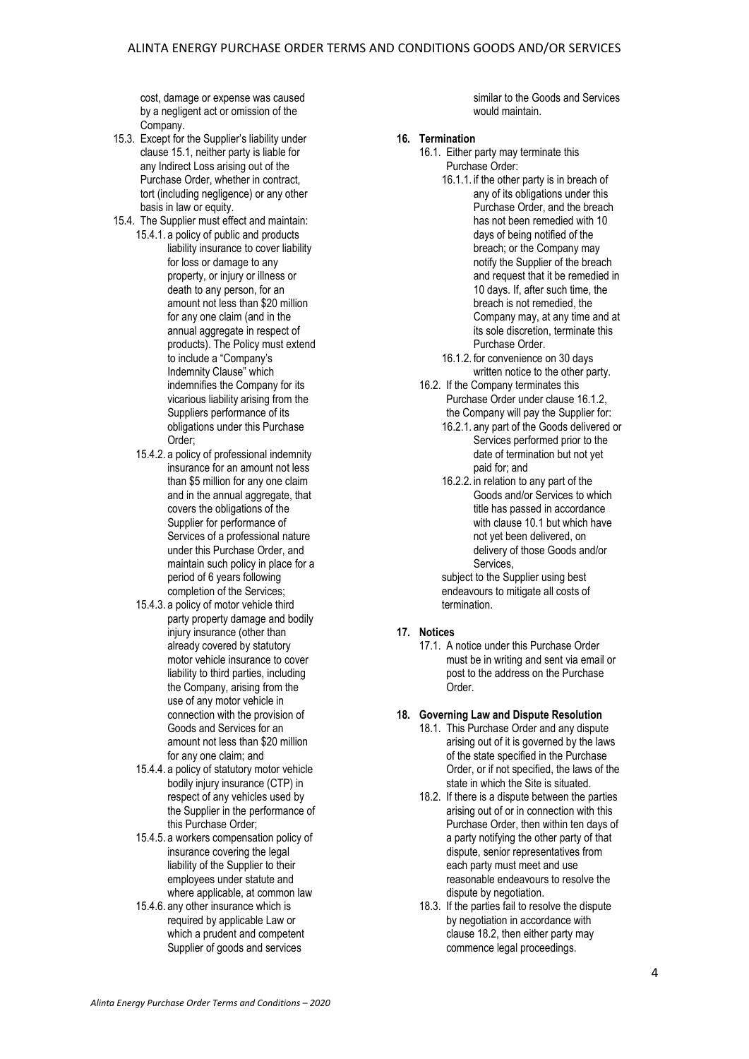cost, damage or expense was caused by a negligent act or omission of the Company.

15.3. Except for the Supplier's liability under clause 15.1, neither party is liable for any Indirect Loss arising out of the Purchase Order, whether in contract, tort (including negligence) or any other basis in law or equity.

15.4. The Supplier must effect and maintain:

15.4.1. a policy of public and products liability insurance to cover liability for loss or damage to any property, or injury or illness or death to any person, for an amount not less than $20 million for any one claim (and in the annual aggregate in respect of products). The Policy must extend to include a "Company's Indemnity Clause" which indemnifies the Company for its vicarious liability arising from the Suppliers performance of its obligations under this Purchase Order;

15.4.2. a policy of professional indemnity insurance for an amount not less than $5 million for any one claim and in the annual aggregate, that covers the obligations of the Supplier for performance of Services of a professional nature under this Purchase Order, and maintain such policy in place for a period of 6 years following completion of the Services;

15.4.3. a policy of motor vehicle third party property damage and bodily injury insurance (other than already covered by statutory motor vehicle insurance to cover liability to third parties, including the Company, arising from the use of any motor vehicle in connection with the provision of Goods and Services for an amount not less than $20 million for any one claim; and

15.4.4. a policy of statutory motor vehicle bodily injury insurance (CTP) in respect of any vehicles used by the Supplier in the performance of this Purchase Order;

15.4.5. a workers compensation policy of insurance covering the legal liability of the Supplier to their employees under statute and where applicable, at common law

15.4.6. any other insurance which is required by applicable Law or which a prudent and competent Supplier of goods and services similar to the Goods and Services would maintain.

## 16. Termination

16.1. Either party may terminate this Purchase Order:

16.1.1. if the other party is in breach of any of its obligations under this Purchase Order, and the breach has not been remedied with 10 days of being notified of the breach; or the Company may notify the Supplier of the breach and request that it be remedied in 10 days. If, after such time, the breach is not remedied, the Company may, at any time and at its sole discretion, terminate this Purchase Order.

16.1.2. for convenience on 30 days written notice to the other party.

16.2. If the Company terminates this Purchase Order under clause 16.1.2, the Company will pay the Supplier for:

16.2.1. any part of the Goods delivered or Services performed prior to the date of termination but not yet paid for; and

16.2.2. in relation to any part of the Goods and/or Services to which title has passed in accordance with clause 10.1 but which have not yet been delivered, on delivery of those Goods and/or Services,

subject to the Supplier using best endeavours to mitigate all costs of termination.

## 17. Notices

17.1. A notice under this Purchase Order must be in writing and sent via email or post to the address on the Purchase Order.

## 18. Governing Law and Dispute Resolution

18.1. This Purchase Order and any dispute arising out of it is governed by the laws of the state specified in the Purchase Order, or if not specified, the laws of the state in which the Site is situated.

18.2. If there is a dispute between the parties arising out of or in connection with this Purchase Order, then within ten days of a party notifying the other party of that dispute, senior representatives from each party must meet and use reasonable endeavours to resolve the dispute by negotiation.

18.3. If the parties fail to resolve the dispute by negotiation in accordance with clause 18.2, then either party may commence legal proceedings.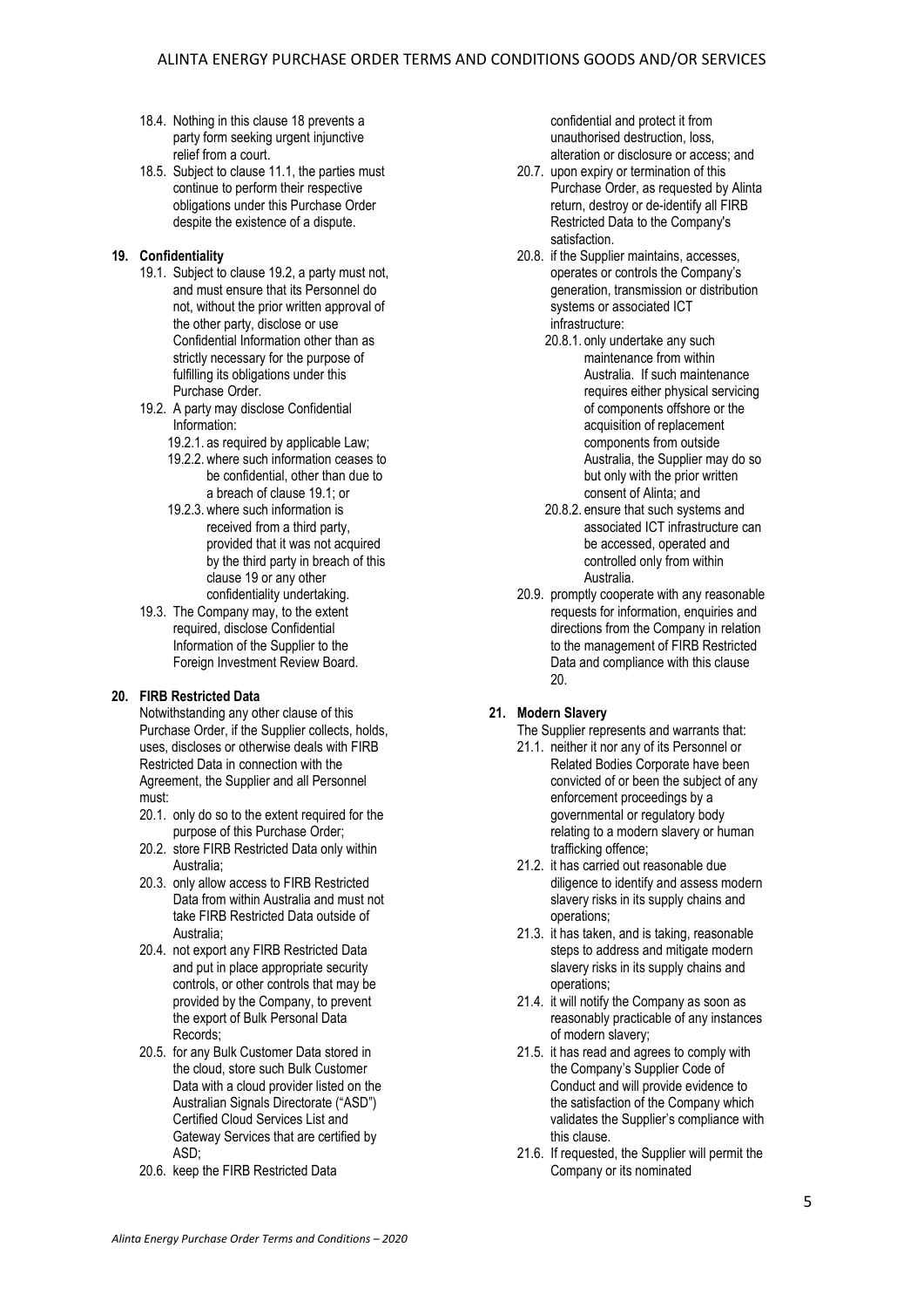18.4. Nothing in this clause 18 prevents a party form seeking urgent injunctive relief from a court.

18.5. Subject to clause 11.1, the parties must continue to perform their respective obligations under this Purchase Order despite the existence of a dispute.

## 19. Confidentiality

19.1. Subject to clause 19.2, a party must not, and must ensure that its Personnel do not, without the prior written approval of the other party, disclose or use Confidential Information other than as strictly necessary for the purpose of fulfilling its obligations under this Purchase Order.

19.2. A party may disclose Confidential Information:

19.2.1. as required by applicable Law;

19.2.2. where such information ceases to be confidential, other than due to a breach of clause 19.1; or

19.2.3. where such information is received from a third party, provided that it was not acquired by the third party in breach of this clause 19 or any other confidentiality undertaking.

19.3. The Company may, to the extent required, disclose Confidential Information of the Supplier to the Foreign Investment Review Board.

## 20. FIRB Restricted Data

Notwithstanding any other clause of this Purchase Order, if the Supplier collects, holds, uses, discloses or otherwise deals with FIRB Restricted Data in connection with the Agreement, the Supplier and all Personnel must:

20.1. only do so to the extent required for the purpose of this Purchase Order;

20.2. store FIRB Restricted Data only within Australia;

20.3. only allow access to FIRB Restricted Data from within Australia and must not take FIRB Restricted Data outside of Australia;

20.4. not export any FIRB Restricted Data and put in place appropriate security controls, or other controls that may be provided by the Company, to prevent the export of Bulk Personal Data Records;

20.5. for any Bulk Customer Data stored in the cloud, store such Bulk Customer Data with a cloud provider listed on the Australian Signals Directorate ("ASD") Certified Cloud Services List and Gateway Services that are certified by ASD;

20.6. keep the FIRB Restricted Data confidential and protect it from unauthorised destruction, loss, alteration or disclosure or access; and

20.7. upon expiry or termination of this Purchase Order, as requested by Alinta return, destroy or de-identify all FIRB Restricted Data to the Company's satisfaction.

20.8. if the Supplier maintains, accesses, operates or controls the Company's generation, transmission or distribution systems or associated ICT infrastructure:

20.8.1. only undertake any such maintenance from within Australia. If such maintenance requires either physical servicing of components offshore or the acquisition of replacement components from outside Australia, the Supplier may do so but only with the prior written consent of Alinta; and

20.8.2. ensure that such systems and associated ICT infrastructure can be accessed, operated and controlled only from within Australia.

20.9. promptly cooperate with any reasonable requests for information, enquiries and directions from the Company in relation to the management of FIRB Restricted Data and compliance with this clause 20.

## 21. Modern Slavery

The Supplier represents and warrants that:

21.1. neither it nor any of its Personnel or Related Bodies Corporate have been convicted of or been the subject of any enforcement proceedings by a governmental or regulatory body relating to a modern slavery or human trafficking offence;

21.2. it has carried out reasonable due diligence to identify and assess modern slavery risks in its supply chains and operations;

21.3. it has taken, and is taking, reasonable steps to address and mitigate modern slavery risks in its supply chains and operations;

21.4. it will notify the Company as soon as reasonably practicable of any instances of modern slavery;

21.5. it has read and agrees to comply with the Company's Supplier Code of Conduct and will provide evidence to the satisfaction of the Company which validates the Supplier's compliance with this clause.

21.6. If requested, the Supplier will permit the Company or its nominated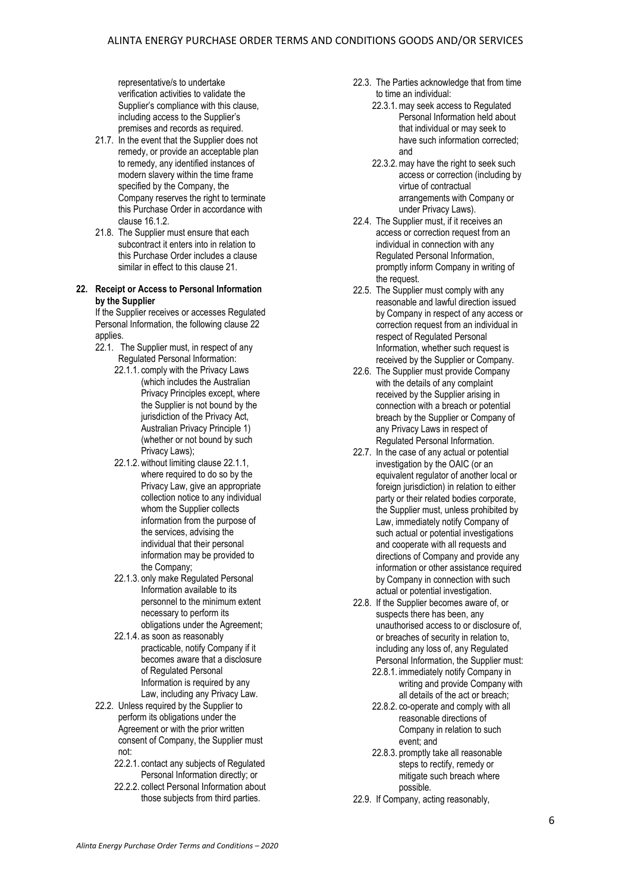representative/s to undertake verification activities to validate the Supplier's compliance with this clause, including access to the Supplier's premises and records as required.

21.7. In the event that the Supplier does not remedy, or provide an acceptable plan to remedy, any identified instances of modern slavery within the time frame specified by the Company, the Company reserves the right to terminate this Purchase Order in accordance with clause 16.1.2.

21.8. The Supplier must ensure that each subcontract it enters into in relation to this Purchase Order includes a clause similar in effect to this clause 21.

**22. Receipt or Access to Personal Information by the Supplier**

If the Supplier receives or accesses Regulated Personal Information, the following clause 22 applies.

22.1. The Supplier must, in respect of any Regulated Personal Information:

22.1.1. comply with the Privacy Laws (which includes the Australian Privacy Principles except, where the Supplier is not bound by the jurisdiction of the Privacy Act, Australian Privacy Principle 1) (whether or not bound by such Privacy Laws);

22.1.2. without limiting clause 22.1.1, where required to do so by the Privacy Law, give an appropriate collection notice to any individual whom the Supplier collects information from the purpose of the services, advising the individual that their personal information may be provided to the Company;

22.1.3. only make Regulated Personal Information available to its personnel to the minimum extent necessary to perform its obligations under the Agreement;

22.1.4. as soon as reasonably practicable, notify Company if it becomes aware that a disclosure of Regulated Personal Information is required by any Law, including any Privacy Law.

22.2. Unless required by the Supplier to perform its obligations under the Agreement or with the prior written consent of Company, the Supplier must not:

22.2.1. contact any subjects of Regulated Personal Information directly; or

22.2.2. collect Personal Information about those subjects from third parties.

22.3. The Parties acknowledge that from time to time an individual:

22.3.1. may seek access to Regulated Personal Information held about that individual or may seek to have such information corrected; and

22.3.2. may have the right to seek such access or correction (including by virtue of contractual arrangements with Company or under Privacy Laws).

22.4. The Supplier must, if it receives an access or correction request from an individual in connection with any Regulated Personal Information, promptly inform Company in writing of the request.

22.5. The Supplier must comply with any reasonable and lawful direction issued by Company in respect of any access or correction request from an individual in respect of Regulated Personal Information, whether such request is received by the Supplier or Company.

22.6. The Supplier must provide Company with the details of any complaint received by the Supplier arising in connection with a breach or potential breach by the Supplier or Company of any Privacy Laws in respect of Regulated Personal Information.

22.7. In the case of any actual or potential investigation by the OAIC (or an equivalent regulator of another local or foreign jurisdiction) in relation to either party or their related bodies corporate, the Supplier must, unless prohibited by Law, immediately notify Company of such actual or potential investigations and cooperate with all requests and directions of Company and provide any information or other assistance required by Company in connection with such actual or potential investigation.

22.8. If the Supplier becomes aware of, or suspects there has been, any unauthorised access to or disclosure of, or breaches of security in relation to, including any loss of, any Regulated Personal Information, the Supplier must:

22.8.1. immediately notify Company in writing and provide Company with all details of the act or breach;

22.8.2. co-operate and comply with all reasonable directions of Company in relation to such event; and

22.8.3. promptly take all reasonable steps to rectify, remedy or mitigate such breach where possible.

22.9. If Company, acting reasonably,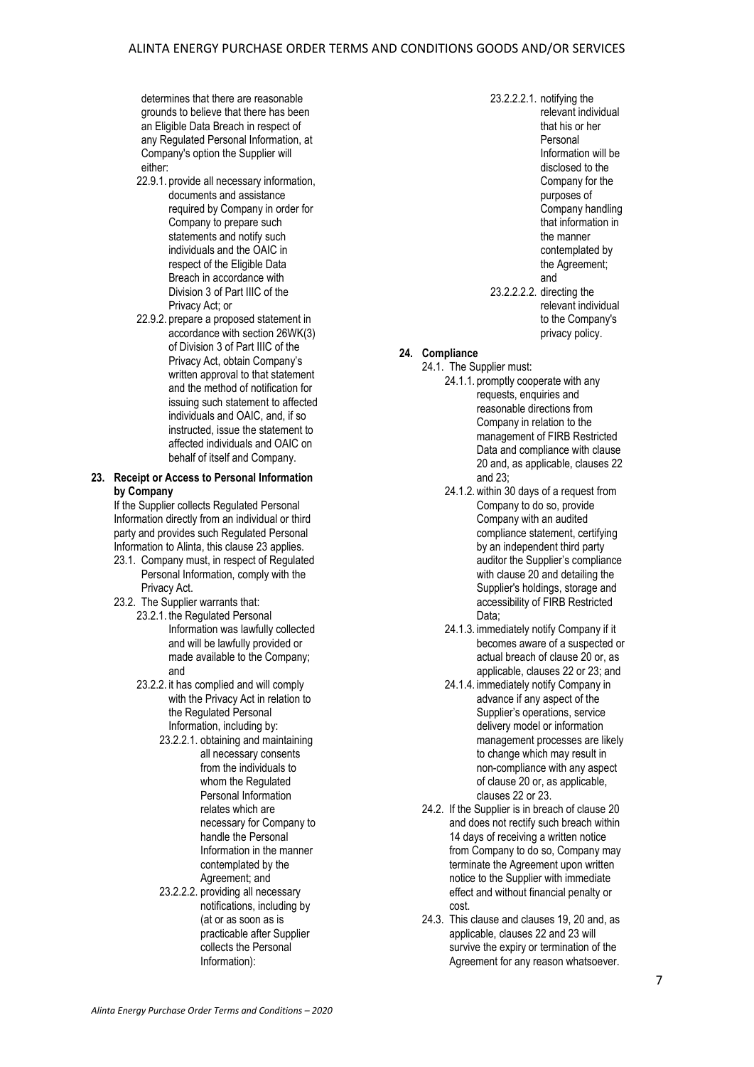determines that there are reasonable grounds to believe that there has been an Eligible Data Breach in respect of any Regulated Personal Information, at Company's option the Supplier will either:

22.9.1. provide all necessary information, documents and assistance required by Company in order for Company to prepare such statements and notify such individuals and the OAIC in respect of the Eligible Data Breach in accordance with Division 3 of Part IIIC of the Privacy Act; or

22.9.2. prepare a proposed statement in accordance with section 26WK(3) of Division 3 of Part IIIC of the Privacy Act, obtain Company's written approval to that statement and the method of notification for issuing such statement to affected individuals and OAIC, and, if so instructed, issue the statement to affected individuals and OAIC on behalf of itself and Company.

**23. Receipt or Access to Personal Information by Company**

If the Supplier collects Regulated Personal Information directly from an individual or third party and provides such Regulated Personal Information to Alinta, this clause 23 applies.

23.1. Company must, in respect of Regulated Personal Information, comply with the Privacy Act.

23.2. The Supplier warrants that:

23.2.1. the Regulated Personal Information was lawfully collected and will be lawfully provided or made available to the Company; and

23.2.2. it has complied and will comply with the Privacy Act in relation to the Regulated Personal Information, including by:

23.2.2.1. obtaining and maintaining all necessary consents from the individuals to whom the Regulated Personal Information relates which are necessary for Company to handle the Personal Information in the manner contemplated by the Agreement; and

23.2.2.2. providing all necessary notifications, including by (at or as soon as is practicable after Supplier collects the Personal Information):

23.2.2.2.1. notifying the relevant individual that his or her Personal Information will be disclosed to the Company for the purposes of Company handling that information in the manner contemplated by the Agreement; and

23.2.2.2.2. directing the relevant individual to the Company's privacy policy.

**24. Compliance**

24.1. The Supplier must:

24.1.1. promptly cooperate with any requests, enquiries and reasonable directions from Company in relation to the management of FIRB Restricted Data and compliance with clause 20 and, as applicable, clauses 22 and 23;

24.1.2. within 30 days of a request from Company to do so, provide Company with an audited compliance statement, certifying by an independent third party auditor the Supplier's compliance with clause 20 and detailing the Supplier's holdings, storage and accessibility of FIRB Restricted Data;

24.1.3. immediately notify Company if it becomes aware of a suspected or actual breach of clause 20 or, as applicable, clauses 22 or 23; and

24.1.4. immediately notify Company in advance if any aspect of the Supplier's operations, service delivery model or information management processes are likely to change which may result in non-compliance with any aspect of clause 20 or, as applicable, clauses 22 or 23.

24.2. If the Supplier is in breach of clause 20 and does not rectify such breach within 14 days of receiving a written notice from Company to do so, Company may terminate the Agreement upon written notice to the Supplier with immediate effect and without financial penalty or cost.

24.3. This clause and clauses 19, 20 and, as applicable, clauses 22 and 23 will survive the expiry or termination of the Agreement for any reason whatsoever.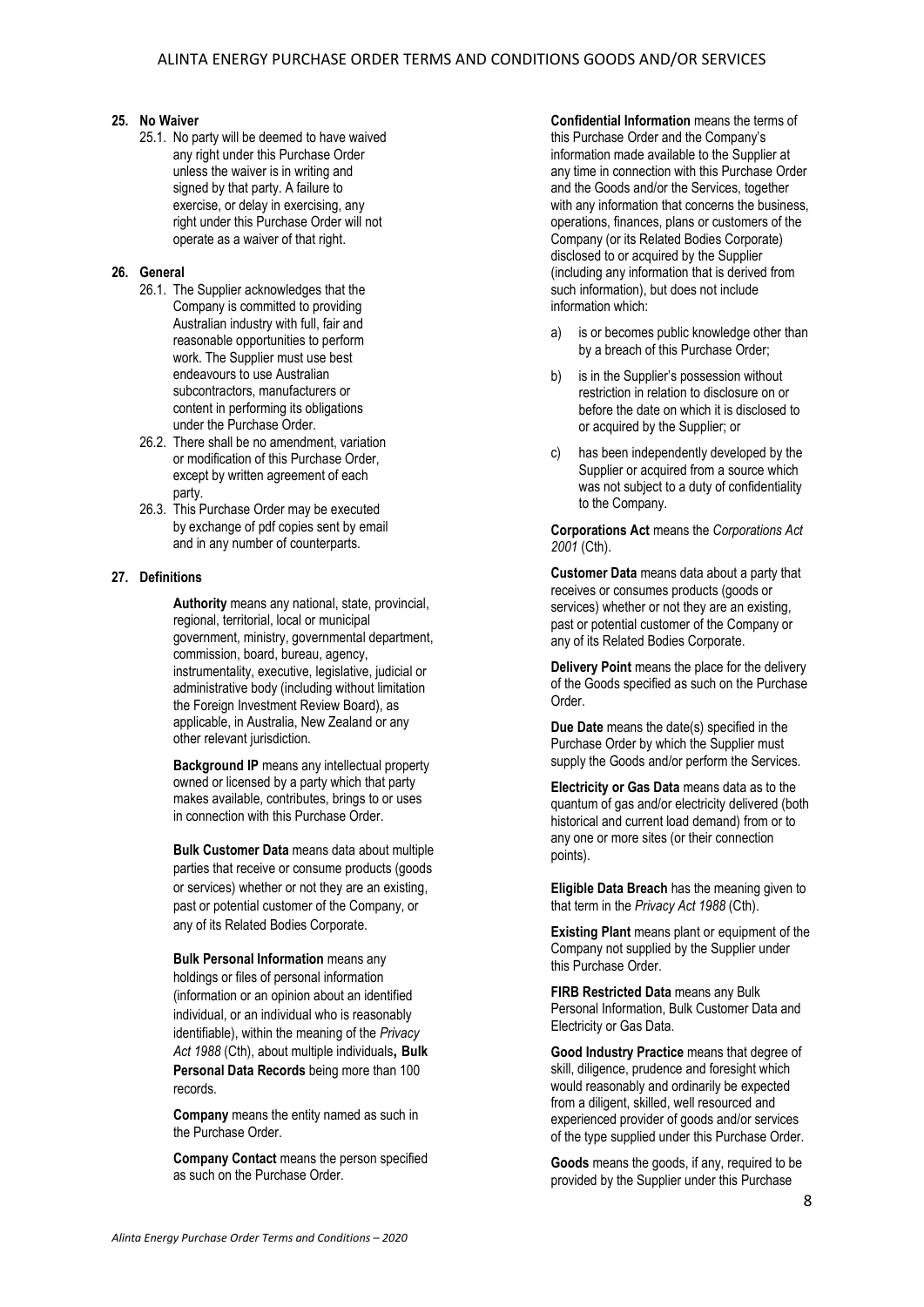## 25. No Waiver

25.1. No party will be deemed to have waived any right under this Purchase Order unless the waiver is in writing and signed by that party. A failure to exercise, or delay in exercising, any right under this Purchase Order will not operate as a waiver of that right.

## 26. General

26.1. The Supplier acknowledges that the Company is committed to providing Australian industry with full, fair and reasonable opportunities to perform work. The Supplier must use best endeavours to use Australian subcontractors, manufacturers or content in performing its obligations under the Purchase Order.

26.2. There shall be no amendment, variation or modification of this Purchase Order, except by written agreement of each party.

26.3. This Purchase Order may be executed by exchange of pdf copies sent by email and in any number of counterparts.

## 27. Definitions

**Authority** means any national, state, provincial, regional, territorial, local or municipal government, ministry, governmental department, commission, board, bureau, agency, instrumentality, executive, legislative, judicial or administrative body (including without limitation the Foreign Investment Review Board), as applicable, in Australia, New Zealand or any other relevant jurisdiction.

**Background IP** means any intellectual property owned or licensed by a party which that party makes available, contributes, brings to or uses in connection with this Purchase Order.

**Bulk Customer Data** means data about multiple parties that receive or consume products (goods or services) whether or not they are an existing, past or potential customer of the Company, or any of its Related Bodies Corporate.

**Bulk Personal Information** means any holdings or files of personal information (information or an opinion about an identified individual, or an individual who is reasonably identifiable), within the meaning of the *Privacy Act 1988* (Cth), about multiple individuals**, Bulk Personal Data Records** being more than 100 records.

**Company** means the entity named as such in the Purchase Order.

**Company Contact** means the person specified as such on the Purchase Order.

**Confidential Information** means the terms of this Purchase Order and the Company's information made available to the Supplier at any time in connection with this Purchase Order and the Goods and/or the Services, together with any information that concerns the business, operations, finances, plans or customers of the Company (or its Related Bodies Corporate) disclosed to or acquired by the Supplier (including any information that is derived from such information), but does not include information which:

a) is or becomes public knowledge other than by a breach of this Purchase Order;

b) is in the Supplier's possession without restriction in relation to disclosure on or before the date on which it is disclosed to or acquired by the Supplier; or

c) has been independently developed by the Supplier or acquired from a source which was not subject to a duty of confidentiality to the Company.

**Corporations Act** means the *Corporations Act 2001* (Cth).

**Customer Data** means data about a party that receives or consumes products (goods or services) whether or not they are an existing, past or potential customer of the Company or any of its Related Bodies Corporate.

**Delivery Point** means the place for the delivery of the Goods specified as such on the Purchase Order.

**Due Date** means the date(s) specified in the Purchase Order by which the Supplier must supply the Goods and/or perform the Services.

**Electricity or Gas Data** means data as to the quantum of gas and/or electricity delivered (both historical and current load demand) from or to any one or more sites (or their connection points).

**Eligible Data Breach** has the meaning given to that term in the *Privacy Act 1988* (Cth).

**Existing Plant** means plant or equipment of the Company not supplied by the Supplier under this Purchase Order.

**FIRB Restricted Data** means any Bulk Personal Information, Bulk Customer Data and Electricity or Gas Data.

**Good Industry Practice** means that degree of skill, diligence, prudence and foresight which would reasonably and ordinarily be expected from a diligent, skilled, well resourced and experienced provider of goods and/or services of the type supplied under this Purchase Order.

**Goods** means the goods, if any, required to be provided by the Supplier under this Purchase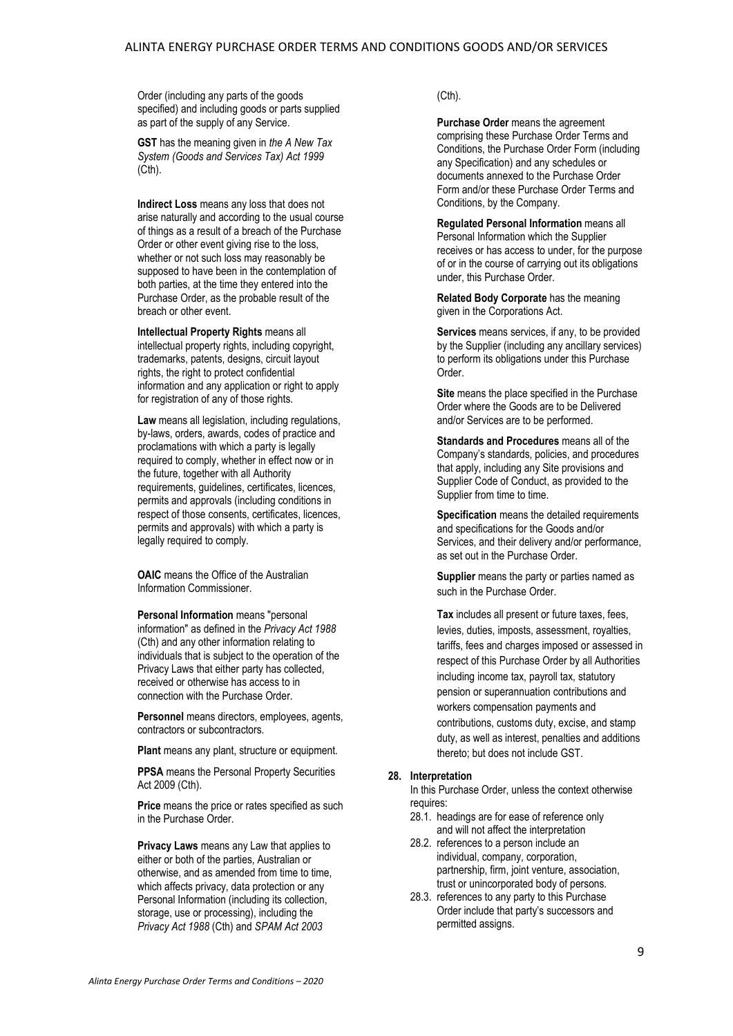Order (including any parts of the goods specified) and including goods or parts supplied as part of the supply of any Service.

**GST** has the meaning given in *the A New Tax System (Goods and Services Tax) Act 1999* (Cth).

**Indirect Loss** means any loss that does not arise naturally and according to the usual course of things as a result of a breach of the Purchase Order or other event giving rise to the loss, whether or not such loss may reasonably be supposed to have been in the contemplation of both parties, at the time they entered into the Purchase Order, as the probable result of the breach or other event.

**Intellectual Property Rights** means all intellectual property rights, including copyright, trademarks, patents, designs, circuit layout rights, the right to protect confidential information and any application or right to apply for registration of any of those rights.

**Law** means all legislation, including regulations, by-laws, orders, awards, codes of practice and proclamations with which a party is legally required to comply, whether in effect now or in the future, together with all Authority requirements, guidelines, certificates, licences, permits and approvals (including conditions in respect of those consents, certificates, licences, permits and approvals) with which a party is legally required to comply.

**OAIC** means the Office of the Australian Information Commissioner.

**Personal Information** means "personal information" as defined in the *Privacy Act 1988* (Cth) and any other information relating to individuals that is subject to the operation of the Privacy Laws that either party has collected, received or otherwise has access to in connection with the Purchase Order.

**Personnel** means directors, employees, agents, contractors or subcontractors.

**Plant** means any plant, structure or equipment.

**PPSA** means the Personal Property Securities Act 2009 (Cth).

**Price** means the price or rates specified as such in the Purchase Order.

**Privacy Laws** means any Law that applies to either or both of the parties, Australian or otherwise, and as amended from time to time, which affects privacy, data protection or any Personal Information (including its collection, storage, use or processing), including the *Privacy Act 1988* (Cth) and *SPAM Act 2003* (Cth).

**Purchase Order** means the agreement comprising these Purchase Order Terms and Conditions, the Purchase Order Form (including any Specification) and any schedules or documents annexed to the Purchase Order Form and/or these Purchase Order Terms and Conditions, by the Company.

**Regulated Personal Information** means all Personal Information which the Supplier receives or has access to under, for the purpose of or in the course of carrying out its obligations under, this Purchase Order.

**Related Body Corporate** has the meaning given in the Corporations Act.

**Services** means services, if any, to be provided by the Supplier (including any ancillary services) to perform its obligations under this Purchase Order.

**Site** means the place specified in the Purchase Order where the Goods are to be Delivered and/or Services are to be performed.

**Standards and Procedures** means all of the Company's standards, policies, and procedures that apply, including any Site provisions and Supplier Code of Conduct, as provided to the Supplier from time to time.

**Specification** means the detailed requirements and specifications for the Goods and/or Services, and their delivery and/or performance, as set out in the Purchase Order.

**Supplier** means the party or parties named as such in the Purchase Order.

**Tax** includes all present or future taxes, fees, levies, duties, imposts, assessment, royalties, tariffs, fees and charges imposed or assessed in respect of this Purchase Order by all Authorities including income tax, payroll tax, statutory pension or superannuation contributions and workers compensation payments and contributions, customs duty, excise, and stamp duty, as well as interest, penalties and additions thereto; but does not include GST.

**28. Interpretation**

In this Purchase Order, unless the context otherwise requires:

28.1. headings are for ease of reference only and will not affect the interpretation

28.2. references to a person include an individual, company, corporation, partnership, firm, joint venture, association, trust or unincorporated body of persons.

28.3. references to any party to this Purchase Order include that party's successors and permitted assigns.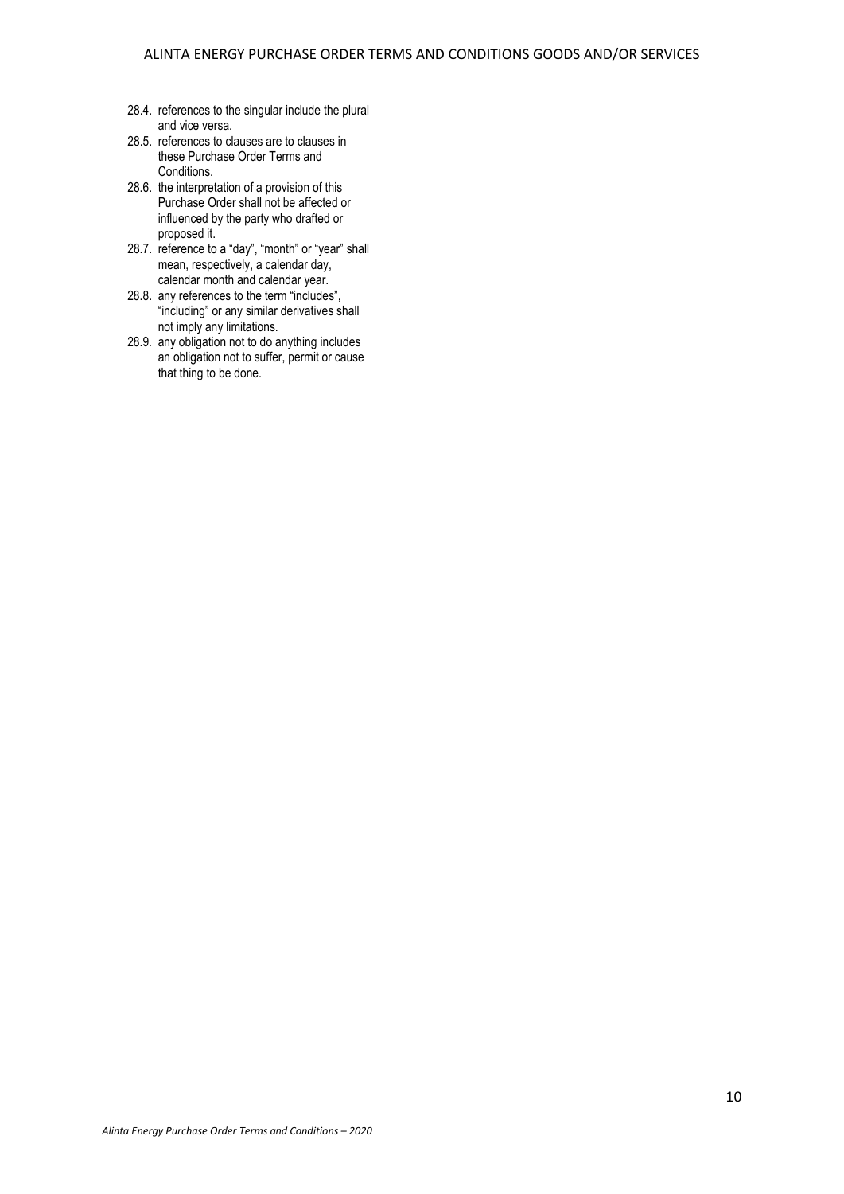28.4. references to the singular include the plural and vice versa.

28.5. references to clauses are to clauses in these Purchase Order Terms and Conditions.

28.6. the interpretation of a provision of this Purchase Order shall not be affected or influenced by the party who drafted or proposed it.

28.7. reference to a "day", "month" or "year" shall mean, respectively, a calendar day, calendar month and calendar year.

28.8. any references to the term "includes", "including" or any similar derivatives shall not imply any limitations.

28.9. any obligation not to do anything includes an obligation not to suffer, permit or cause that thing to be done.